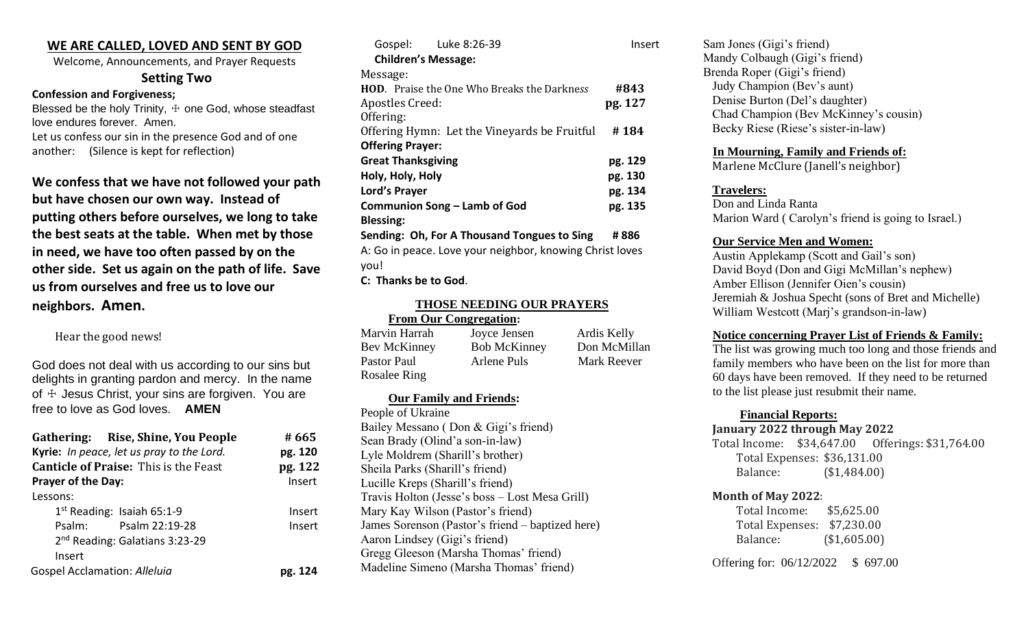## WE ARE CALLED, LOVED AND SENT BY GOD

Welcome, Announcements, and Prayer Requests

### Setting Two

**Confession and Forgiveness;**

Blessed be the holy Trinity, ☩ one God, whose steadfast love endures forever. Amen.

Let us confess our sin in the presence God and of one another: (Silence is kept for reflection)

**We confess that we have not followed your path but have chosen our own way. Instead of putting others before ourselves, we long to take the best seats at the table. When met by those in need, we have too often passed by on the other side. Set us again on the path of life. Save us from ourselves and free us to love our neighbors. Amen.**

Hear the good news!

God does not deal with us according to our sins but delights in granting pardon and mercy. In the name of ☩ Jesus Christ, your sins are forgiven. You are free to love as God loves. **AMEN**

| | |
|---|---|
| **Gathering: Rise, Shine, You People** | **# 665** |
| **Kyrie:** *In peace, let us pray to the Lord.* | **pg. 120** |
| **Canticle of Praise:** This is the Feast | **pg. 122** |
| **Prayer of the Day:** | Insert |
| Lessons: | |
| 1st Reading: Isaiah 65:1-9 | Insert |
| Psalm: Psalm 22:19-28 | Insert |
| 2nd Reading: Galatians 3:23-29 | Insert |
| Gospel Acclamation: *Alleluia* | **pg. 124** |
| Gospel: Luke 8:26-39 | Insert |
| **Children's Message:** | |
| Message: | |
| **HOD**. Praise the One Who Breaks the Darkness | **#843** |
| Apostles Creed: | **pg. 127** |
| Offering: | |
| Offering Hymn: Let the Vineyards be Fruitful | **# 184** |
| **Offering Prayer:** | |
| **Great Thanksgiving** | **pg. 129** |
| **Holy, Holy, Holy** | **pg. 130** |
| **Lord's Prayer** | **pg. 134** |
| **Communion Song – Lamb of God** | **pg. 135** |
| **Blessing:** | |
| **Sending: Oh, For A Thousand Tongues to Sing** | **# 886** |

A: Go in peace. Love your neighbor, knowing Christ loves you!

**C: Thanks be to God**.

## THOSE NEEDING OUR PRAYERS

### From Our Congregation:

| | | |
|---|---|---|
| Marvin Harrah | Joyce Jensen | Ardis Kelly |
| Bev McKinney | Bob McKinney | Don McMillan |
| Pastor Paul | Arlene Puls | Mark Reever |
| Rosalee Ring | | |

### Our Family and Friends:

People of Ukraine
Bailey Messano ( Don & Gigi's friend)
Sean Brady (Olind'a son-in-law)
Lyle Moldrem (Sharill's brother)
Sheila Parks (Sharill's friend)
Lucille Kreps (Sharill's friend)
Travis Holton (Jesse's boss – Lost Mesa Grill)
Mary Kay Wilson (Pastor's friend)
James Sorenson (Pastor's friend – baptized here)
Aaron Lindsey (Gigi's friend)
Gregg Gleeson (Marsha Thomas' friend)
Madeline Simeno (Marsha Thomas' friend)
Sam Jones (Gigi's friend)
Mandy Colbaugh (Gigi's friend)
Brenda Roper (Gigi's friend)
Judy Champion (Bev's aunt)
Denise Burton (Del's daughter)
Chad Champion (Bev McKinney's cousin)
Becky Riese (Riese's sister-in-law)

### In Mourning, Family and Friends of:

Marlene McClure (Janell's neighbor)

### Travelers:

Don and Linda Ranta
Marion Ward ( Carolyn's friend is going to Israel.)

### Our Service Men and Women:

Austin Applekamp (Scott and Gail's son)
David Boyd (Don and Gigi McMillan's nephew)
Amber Ellison (Jennifer Oien's cousin)
Jeremiah & Joshua Specht (sons of Bret and Michelle)
William Westcott (Marj's grandson-in-law)

### Notice concerning Prayer List of Friends & Family:

The list was growing much too long and those friends and family members who have been on the list for more than 60 days have been removed. If they need to be returned to the list please just resubmit their name.

### Financial Reports:

**January 2022 through May 2022**

Total Income: $34,647.00 Offerings: $31,764.00
Total Expenses: $36,131.00
Balance: ($1,484.00)

**Month of May 2022**:

Total Income: $5,625.00
Total Expenses: $7,230.00
Balance: ($1,605.00)

Offering for: 06/12/2022 $ 697.00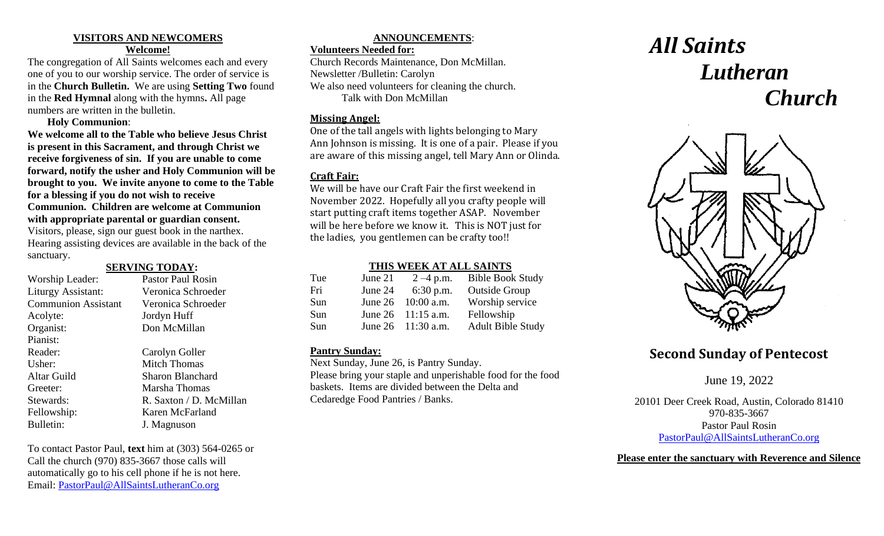## VISITORS AND NEWCOMERS

**Welcome!**

The congregation of All Saints welcomes each and every one of you to our worship service. The order of service is in the **Church Bulletin.** We are using **Setting Two** found in the **Red Hymnal** along with the hymns**.** All page numbers are written in the bulletin.

**Holy Communion**:

**We welcome all to the Table who believe Jesus Christ is present in this Sacrament, and through Christ we receive forgiveness of sin. If you are unable to come forward, notify the usher and Holy Communion will be brought to you. We invite anyone to come to the Table for a blessing if you do not wish to receive Communion. Children are welcome at Communion with appropriate parental or guardian consent.**

Visitors, please, sign our guest book in the narthex. Hearing assisting devices are available in the back of the sanctuary.

## SERVING TODAY:

| | |
|---|---|
| Worship Leader: | Pastor Paul Rosin |
| Liturgy Assistant: | Veronica Schroeder |
| Communion Assistant | Veronica Schroeder |
| Acolyte: | Jordyn Huff |
| Organist: | Don McMillan |
| Pianist: | |
| Reader: | Carolyn Goller |
| Usher: | Mitch Thomas |
| Altar Guild | Sharon Blanchard |
| Greeter: | Marsha Thomas |
| Stewards: | R. Saxton / D. McMillan |
| Fellowship: | Karen McFarland |
| Bulletin: | J. Magnuson |

To contact Pastor Paul, **text** him at (303) 564-0265 or Call the church (970) 835-3667 those calls will automatically go to his cell phone if he is not here.
Email: PastorPaul@AllSaintsLutheranCo.org

## ANNOUNCEMENTS:

**Volunteers Needed for:**

Church Records Maintenance, Don McMillan.
Newsletter /Bulletin: Carolyn
We also need volunteers for cleaning the church.
Talk with Don McMillan

**Missing Angel:**

One of the tall angels with lights belonging to Mary Ann Johnson is missing. It is one of a pair. Please if you are aware of this missing angel, tell Mary Ann or Olinda.

**Craft Fair:**

We will be have our Craft Fair the first weekend in November 2022. Hopefully all you crafty people will start putting craft items together ASAP. November will be here before we know it. This is NOT just for the ladies, you gentlemen can be crafty too!!

## THIS WEEK AT ALL SAINTS

| | | | |
|---|---|---|---|
| Tue | June 21 | 2 –4 p.m. | Bible Book Study |
| Fri | June 24 | 6:30 p.m. | Outside Group |
| Sun | June 26 | 10:00 a.m. | Worship service |
| Sun | June 26 | 11:15 a.m. | Fellowship |
| Sun | June 26 | 11:30 a.m. | Adult Bible Study |

**Pantry Sunday:**

Next Sunday, June 26, is Pantry Sunday.
Please bring your staple and unperishable food for the food baskets. Items are divided between the Delta and Cedaredge Food Pantries / Banks.

# *All Saints Lutheran Church*

## Second Sunday of Pentecost

June 19, 2022

20101 Deer Creek Road, Austin, Colorado 81410
970-835-3667
Pastor Paul Rosin
PastorPaul@AllSaintsLutheranCo.org

**Please enter the sanctuary with Reverence and Silence**